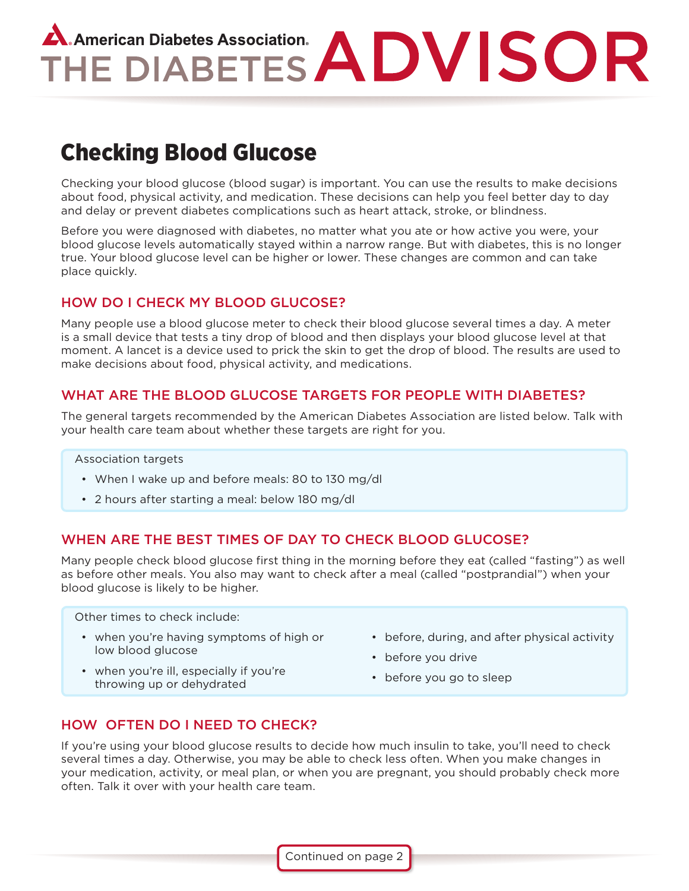# American Diabetes Association® THE DIABETES ADVISOR

## Checking Blood Glucose

Checking your blood glucose (blood sugar) is important. You can use the results to make decisions about food, physical activity, and medication. These decisions can help you feel better day to day and delay or prevent diabetes complications such as heart attack, stroke, or blindness.

Before you were diagnosed with diabetes, no matter what you ate or how active you were, your blood glucose levels automatically stayed within a narrow range. But with diabetes, this is no longer true. Your blood glucose level can be higher or lower. These changes are common and can take place quickly.

### HOW DO I CHECK MY BLOOD GLUCOSE?

Many people use a blood glucose meter to check their blood glucose several times a day. A meter is a small device that tests a tiny drop of blood and then displays your blood glucose level at that moment. A lancet is a device used to prick the skin to get the drop of blood. The results are used to make decisions about food, physical activity, and medications.

### WHAT ARE THE BLOOD GLUCOSE TARGETS FOR PEOPLE WITH DIABETES?

The general targets recommended by the American Diabetes Association are listed below. Talk with your health care team about whether these targets are right for you.

Association targets

- When I wake up and before meals: 80 to 130 mg/dl
- 2 hours after starting a meal: below 180 mg/dl

### WHEN ARE THE BEST TIMES OF DAY TO CHECK BLOOD GLUCOSE?

Many people check blood glucose first thing in the morning before they eat (called "fasting") as well as before other meals. You also may want to check after a meal (called "postprandial") when your blood glucose is likely to be higher.

Other times to check include:

- when you're having symptoms of high or low blood glucose
- when you're ill, especially if you're throwing up or dehydrated
- before, during, and after physical activity
- before you drive
- before you go to sleep

### HOW OFTEN DO I NEED TO CHECK?

If you're using your blood glucose results to decide how much insulin to take, you'll need to check several times a day. Otherwise, you may be able to check less often. When you make changes in your medication, activity, or meal plan, or when you are pregnant, you should probably check more often. Talk it over with your health care team.

Continued on page 2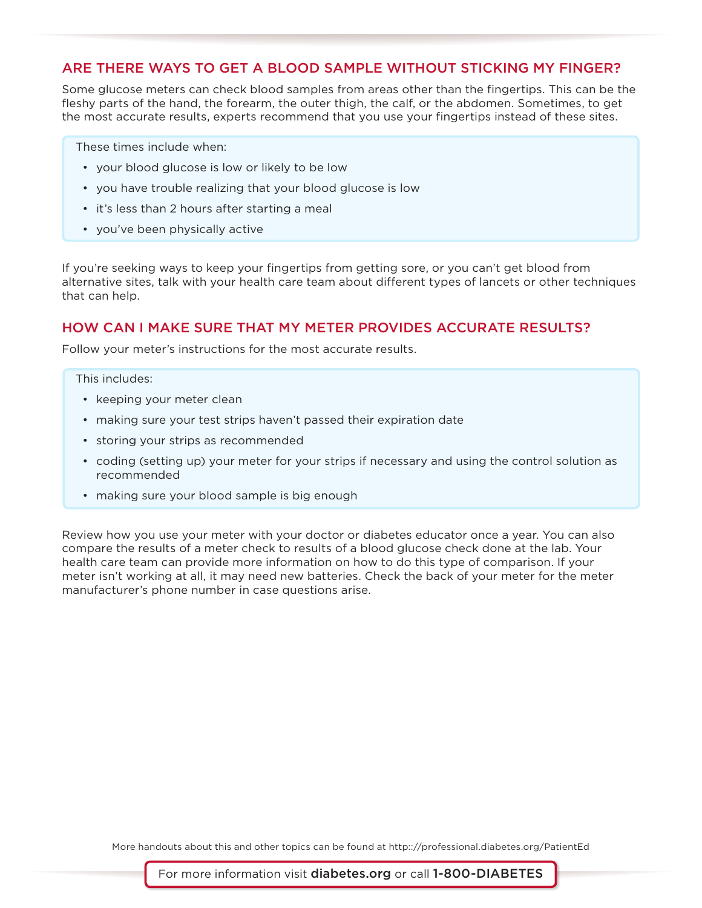## ARE THERE WAYS TO GET A BLOOD SAMPLE WITHOUT STICKING MY FINGER?

Some glucose meters can check blood samples from areas other than the fingertips. This can be the fleshy parts of the hand, the forearm, the outer thigh, the calf, or the abdomen. Sometimes, to get the most accurate results, experts recommend that you use your fingertips instead of these sites.

These times include when:

- your blood glucose is low or likely to be low
- you have trouble realizing that your blood glucose is low
- it's less than 2 hours after starting a meal
- you've been physically active

If you're seeking ways to keep your fingertips from getting sore, or you can't get blood from alternative sites, talk with your health care team about different types of lancets or other techniques that can help.

## HOW CAN I MAKE SURE THAT MY METER PROVIDES ACCURATE RESULTS?

Follow your meter's instructions for the most accurate results.

This includes:

- keeping your meter clean
- making sure your test strips haven't passed their expiration date
- storing your strips as recommended
- coding (setting up) your meter for your strips if necessary and using the control solution as recommended
- making sure your blood sample is big enough

Review how you use your meter with your doctor or diabetes educator once a year. You can also compare the results of a meter check to results of a blood glucose check done at the lab. Your health care team can provide more information on how to do this type of comparison. If your meter isn't working at all, it may need new batteries. Check the back of your meter for the meter manufacturer's phone number in case questions arise.

More handouts about this and other topics can be found at http:://professional.diabetes.org/PatientEd

For more information visit **diabetes.org** or call **1-800-DIABETES**